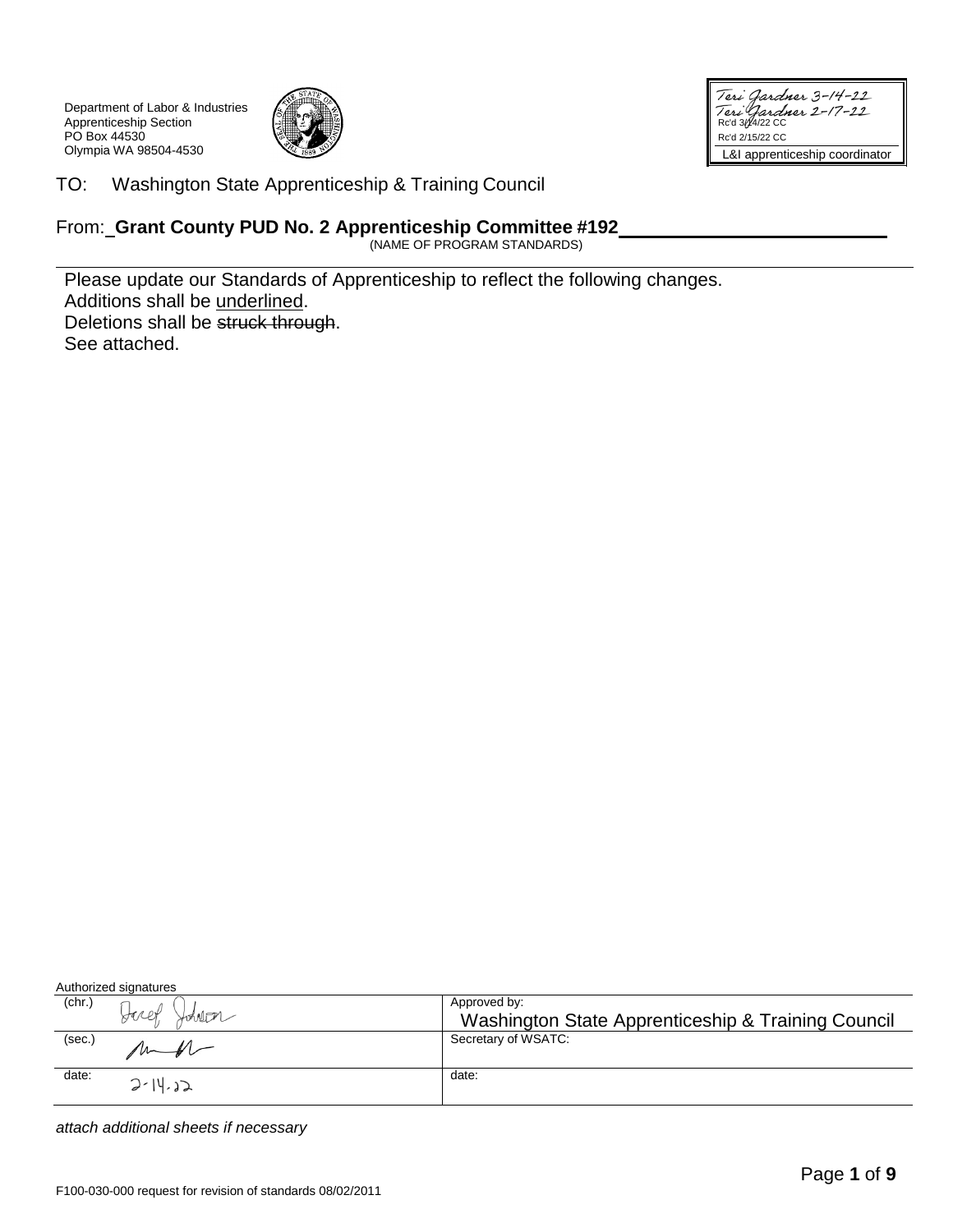Department of Labor & Industries
Apprenticeship Section
PO Box 44530
Olympia WA 98504-4530

| Teri Gardner 3-14-22 Rc'd 3/14/22 CC |
|---|
| Teri Gardner 2-17-22 Rc'd 2/15/22 CC |
| L&I apprenticeship coordinator |

TO: Washington State Apprenticeship & Training Council

From: **Grant County PUD No. 2 Apprenticeship Committee #192**
(NAME OF PROGRAM STANDARDS)

Please update our Standards of Apprenticeship to reflect the following changes.
Additions shall be <u>underlined</u>.
Deletions shall be ~~struck through~~.
See attached.

Authorized signatures

| | |
|---|---|
| (chr.) Jeref Johnson | Approved by: Washington State Apprenticeship & Training Council |
| (sec.) [signature] | Secretary of WSATC: |
| date: 2-14-22 | date: |

*attach additional sheets if necessary*

F100-030-000 request for revision of standards 08/02/2011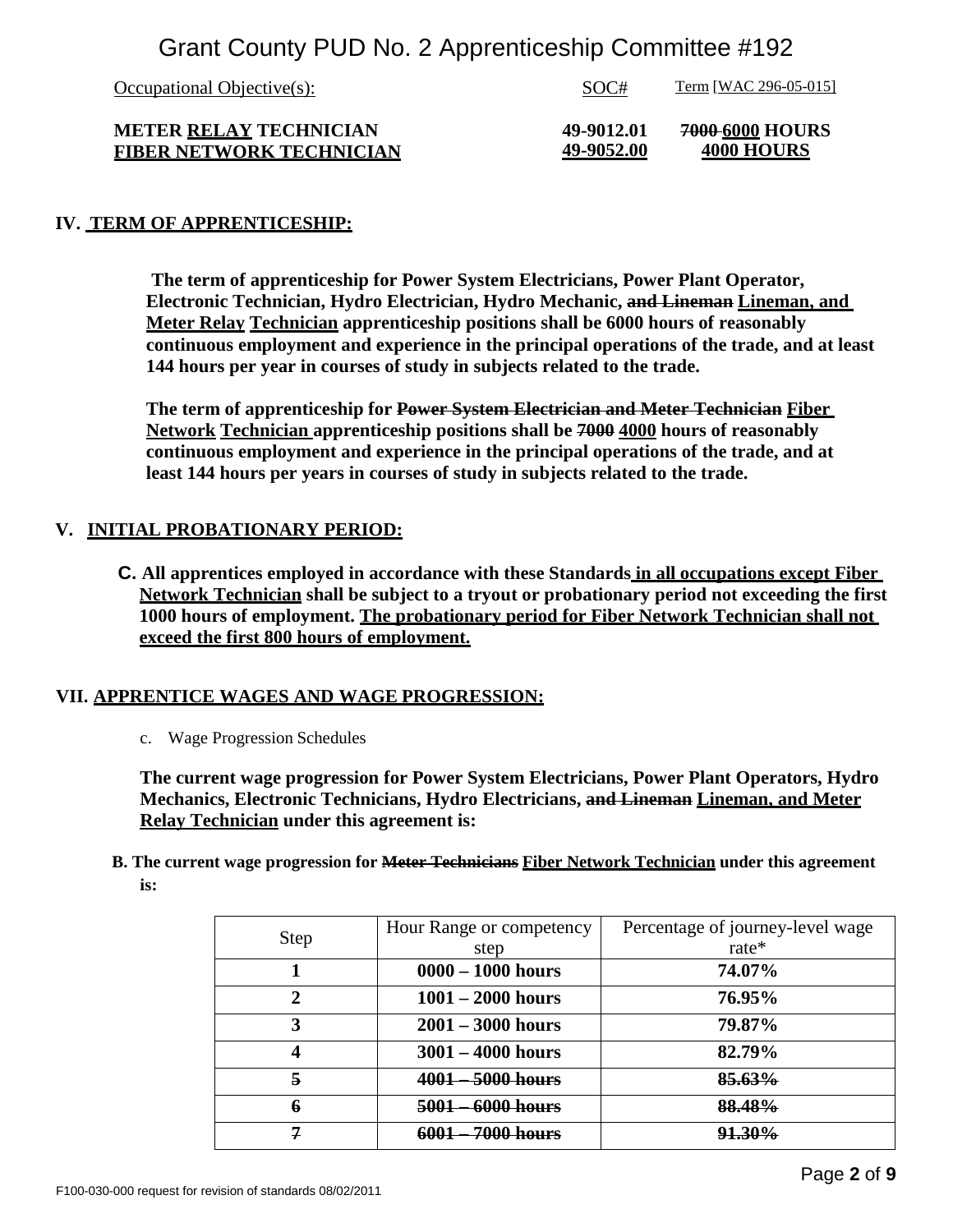# Grant County PUD No. 2 Apprenticeship Committee #192

| Occupational Objective(s): | SOC# | Term [WAC 296-05-015] |
|---|---|---|
| **METER <u>RELAY</u> TECHNICIAN** | **49-9012.01** | **~~7000~~ <u>6000</u> HOURS** |
| **<u>FIBER NETWORK TECHNICIAN</u>** | **<u>49-9052.00</u>** | **<u>4000 HOURS</u>** |

## IV. <u>TERM OF APPRENTICESHIP:</u>

**The term of apprenticeship for Power System Electricians, Power Plant Operator, Electronic Technician, Hydro Electrician, Hydro Mechanic, ~~and Lineman~~ <u>Lineman, and Meter Relay</u> <u>Technician</u> apprenticeship positions shall be 6000 hours of reasonably continuous employment and experience in the principal operations of the trade, and at least 144 hours per year in courses of study in subjects related to the trade.**

**The term of apprenticeship for ~~Power System Electrician and Meter Technician~~ <u>Fiber Network</u> <u>Technician</u> apprenticeship positions shall be ~~7000~~ <u>4000</u> hours of reasonably continuous employment and experience in the principal operations of the trade, and at least 144 hours per years in courses of study in subjects related to the trade.**

## V. <u>INITIAL PROBATIONARY PERIOD:</u>

**C. All apprentices employed in accordance with these Standards <u>in all occupations except Fiber Network Technician</u> shall be subject to a tryout or probationary period not exceeding the first 1000 hours of employment. <u>The probationary period for Fiber Network Technician shall not exceed the first 800 hours of employment.</u>**

## VII. <u>APPRENTICE WAGES AND WAGE PROGRESSION:</u>

c. Wage Progression Schedules

**The current wage progression for Power System Electricians, Power Plant Operators, Hydro Mechanics, Electronic Technicians, Hydro Electricians, ~~and Lineman~~ <u>Lineman, and Meter Relay Technician</u> under this agreement is:**

**B. The current wage progression for ~~Meter Technicians~~ <u>Fiber Network Technician</u> under this agreement is:**

| Step | Hour Range or competency step | Percentage of journey-level wage rate* |
|---|---|---|
| **1** | **0000 – 1000 hours** | **74.07%** |
| **2** | **1001 – 2000 hours** | **76.95%** |
| **3** | **2001 – 3000 hours** | **79.87%** |
| **4** | **3001 – 4000 hours** | **82.79%** |
| ~~**5**~~ | ~~**4001 – 5000 hours**~~ | ~~**85.63%**~~ |
| ~~**6**~~ | ~~**5001 – 6000 hours**~~ | ~~**88.48%**~~ |
| ~~**7**~~ | ~~**6001 – 7000 hours**~~ | ~~**91.30%**~~ |

F100-030-000 request for revision of standards 08/02/2011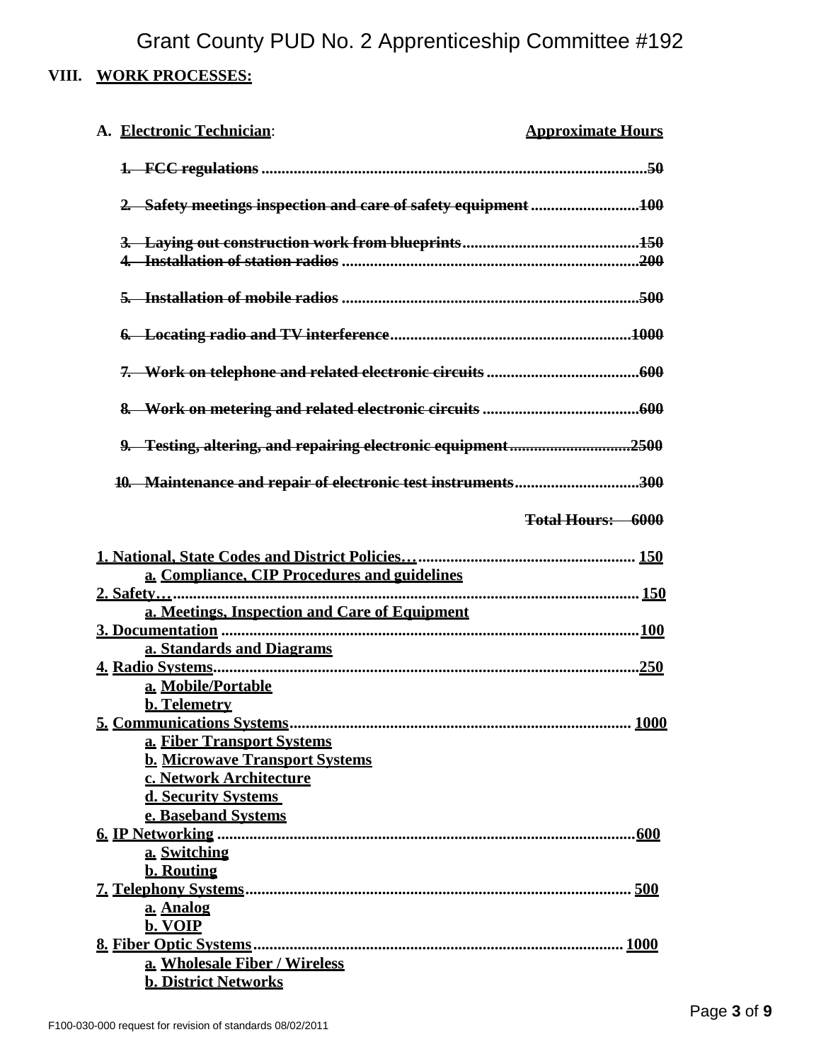## VIII. WORK PROCESSES:

**A. Electronic Technician:** **Approximate Hours**

~~1. FCC regulations ..........50~~

~~2. Safety meetings inspection and care of safety equipment ..........100~~

~~3. Laying out construction work from blueprints ..........150~~
~~4. Installation of station radios ..........200~~

~~5. Installation of mobile radios ..........500~~

~~6. Locating radio and TV interference ..........1000~~

~~7. Work on telephone and related electronic circuits ..........600~~

~~8. Work on metering and related electronic circuits ..........600~~

~~9. Testing, altering, and repairing electronic equipment ..........2500~~

~~10. Maintenance and repair of electronic test instruments ..........300~~

~~**Total Hours: 6000**~~

**1. National, State Codes and District Policies… ..........150**
- **a. Compliance, CIP Procedures and guidelines**

**2. Safety… ..........150**
- **a. Meetings, Inspection and Care of Equipment**

**3. Documentation ..........100**
- **a. Standards and Diagrams**

**4. Radio Systems ..........250**
- **a. Mobile/Portable**
- **b. Telemetry**

**5. Communications Systems ..........1000**
- **a. Fiber Transport Systems**
- **b. Microwave Transport Systems**
- **c. Network Architecture**
- **d. Security Systems**
- **e. Baseband Systems**

**6. IP Networking ..........600**
- **a. Switching**
- **b. Routing**

**7. Telephony Systems ..........500**
- **a. Analog**
- **b. VOIP**

**8. Fiber Optic Systems ..........1000**
- **a. Wholesale Fiber / Wireless**
- **b. District Networks**

F100-030-000 request for revision of standards 08/02/2011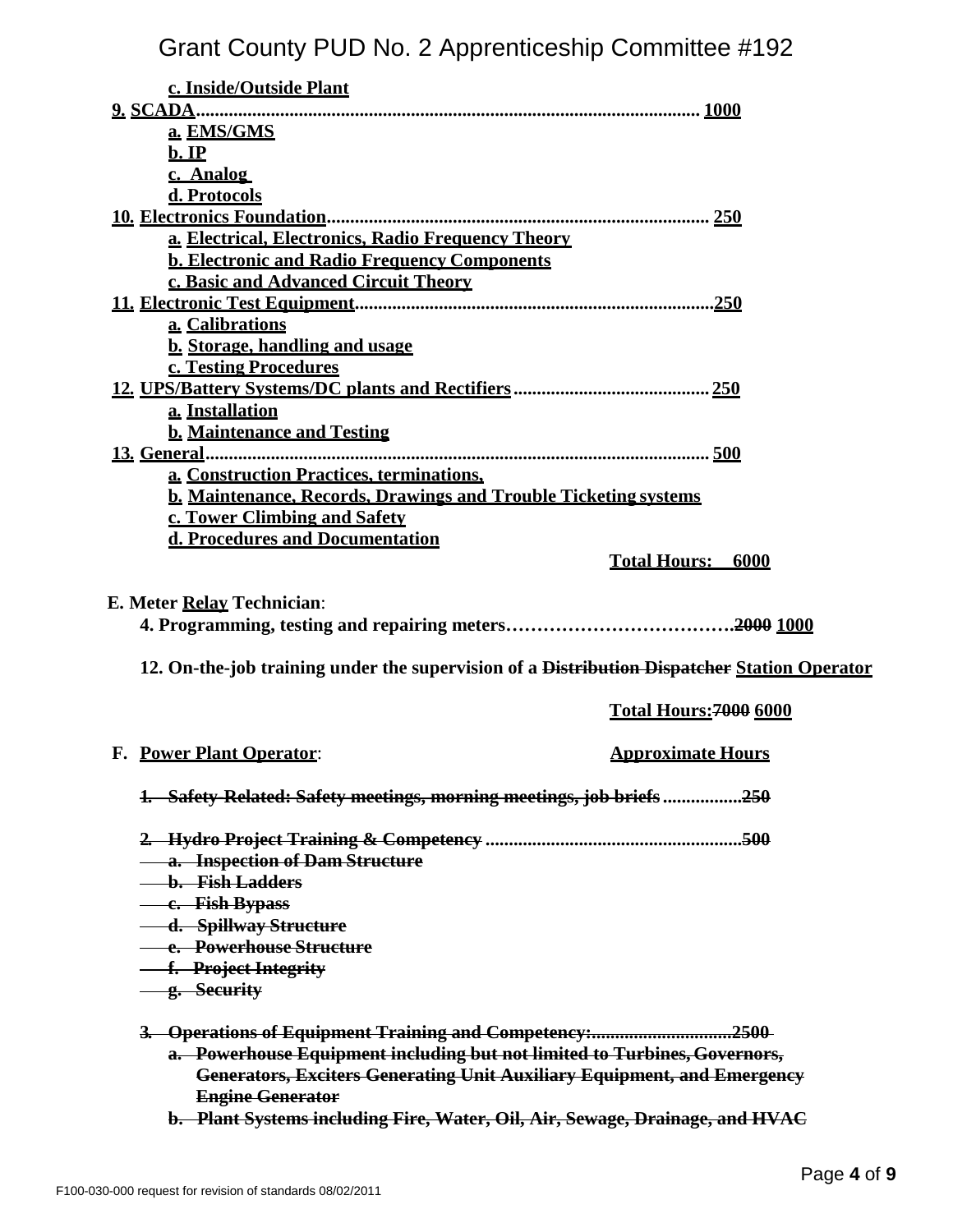**c. Inside/Outside Plant**

**9. SCADA.......................................................................................................... 1000**

**a. EMS/GMS**

**b. IP**

**c. Analog**

**d. Protocols**

**10. Electronics Foundation................................................................................ 250**

**a. Electrical, Electronics, Radio Frequency Theory**

**b. Electronic and Radio Frequency Components**

**c. Basic and Advanced Circuit Theory**

**11. Electronic Test Equipment...........................................................................250**

**a. Calibrations**

**b. Storage, handling and usage**

**c. Testing Procedures**

**12. UPS/Battery Systems/DC plants and Rectifiers......................................... 250**

**a. Installation**

**b. Maintenance and Testing**

**13. General.......................................................................................................... 500**

**a. Construction Practices, terminations,**

**b. Maintenance, Records, Drawings and Trouble Ticketing systems**

**c. Tower Climbing and Safety**

**d. Procedures and Documentation**

**Total Hours: 6000**

**E. Meter Relay Technician**:

**4. Programming, testing and repairing meters……………………………….~~2000~~ 1000**

**12. On-the-job training under the supervision of a ~~Distribution Dispatcher~~ Station Operator**

**Total Hours:~~7000~~ 6000**

**F. Power Plant Operator**: **Approximate Hours**

~~**1. Safety-Related: Safety meetings, morning meetings, job briefs ................250**~~

~~**2. Hydro Project Training & Competency ......................................................500**~~

~~**a. Inspection of Dam Structure**~~

~~**b. Fish Ladders**~~

~~**c. Fish Bypass**~~

~~**d. Spillway Structure**~~

~~**e. Powerhouse Structure**~~

~~**f. Project Integrity**~~

~~**g. Security**~~

~~**3. Operations of Equipment Training and Competency:.............................2500**~~

~~**a. Powerhouse Equipment including but not limited to Turbines, Governors, Generators, Exciters Generating Unit Auxiliary Equipment, and Emergency Engine Generator**~~

~~**b. Plant Systems including Fire, Water, Oil, Air, Sewage, Drainage, and HVAC**~~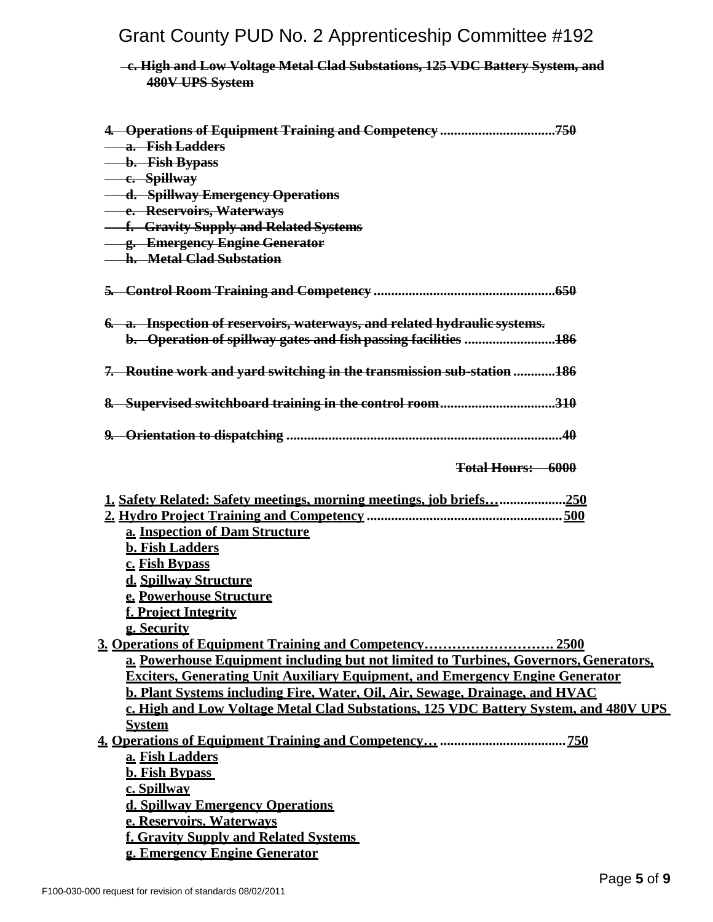c. High and Low Voltage Metal Clad Substations, 125 VDC Battery System, and 480V UPS System

~~4. Operations of Equipment Training and Competency ................................750~~
~~a. Fish Ladders~~
~~b. Fish Bypass~~
~~c. Spillway~~
~~d. Spillway Emergency Operations~~
~~e. Reservoirs, Waterways~~
~~f. Gravity Supply and Related Systems~~
~~g. Emergency Engine Generator~~
~~h. Metal Clad Substation~~

~~5. Control Room Training and Competency ....................................................650~~

~~6. a. Inspection of reservoirs, waterways, and related hydraulic systems.~~
~~b. Operation of spillway gates and fish passing facilities ..........................186~~

~~7. Routine work and yard switching in the transmission sub-station ............186~~

~~8. Supervised switchboard training in the control room.................................310~~

~~9. Orientation to dispatching ..............................................................................40~~

~~Total Hours: 6000~~

**1. Safety Related: Safety meetings, morning meetings, job briefs…..................250**
**2. Hydro Project Training and Competency .......................................................500**
- **a. Inspection of Dam Structure**
- **b. Fish Ladders**
- **c. Fish Bypass**
- **d. Spillway Structure**
- **e. Powerhouse Structure**
- **f. Project Integrity**
- **g. Security**

**3. Operations of Equipment Training and Competency………………………. 2500**
- **a. Powerhouse Equipment including but not limited to Turbines, Governors, Generators, Exciters, Generating Unit Auxiliary Equipment, and Emergency Engine Generator**
- **b. Plant Systems including Fire, Water, Oil, Air, Sewage, Drainage, and HVAC**
- **c. High and Low Voltage Metal Clad Substations, 125 VDC Battery System, and 480V UPS System**

**4. Operations of Equipment Training and Competency… ...................................750**
- **a. Fish Ladders**
- **b. Fish Bypass**
- **c. Spillway**
- **d. Spillway Emergency Operations**
- **e. Reservoirs, Waterways**
- **f. Gravity Supply and Related Systems**
- **g. Emergency Engine Generator**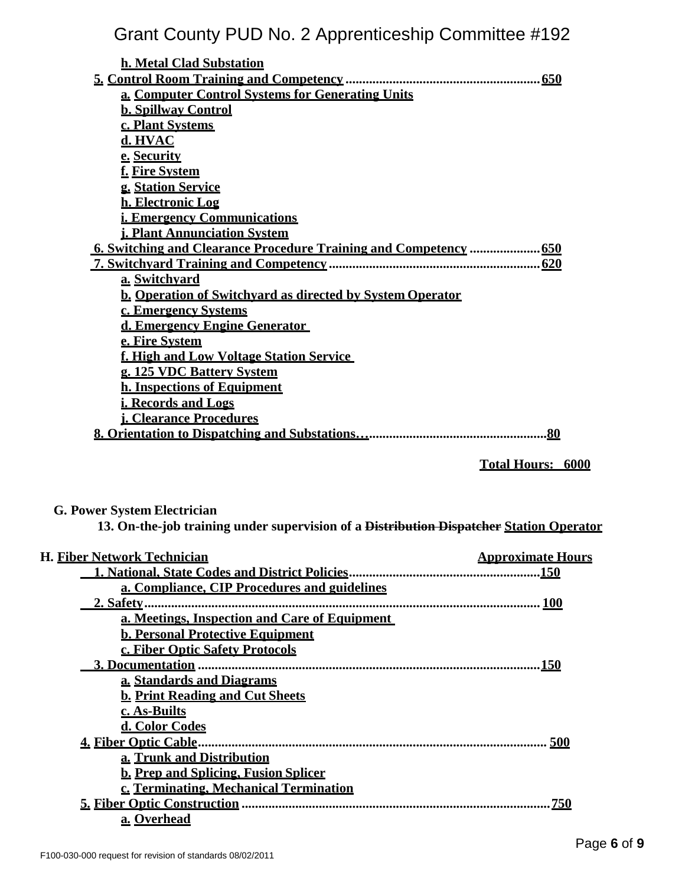**h. Metal Clad Substation**

**5. Control Room Training and Competency .......................................................... 650**

- **a. Computer Control Systems for Generating Units**
- **b. Spillway Control**
- **c. Plant Systems**
- **d. HVAC**
- **e. Security**
- **f. Fire System**
- **g. Station Service**
- **h. Electronic Log**
- **i. Emergency Communications**
- **j. Plant Annunciation System**

**6. Switching and Clearance Procedure Training and Competency .................... 650**

**7. Switchyard Training and Competency ............................................................ 620**

- **a. Switchyard**
- **b. Operation of Switchyard as directed by System Operator**
- **c. Emergency Systems**
- **d. Emergency Engine Generator**
- **e. Fire System**
- **f. High and Low Voltage Station Service**
- **g. 125 VDC Battery System**
- **h. Inspections of Equipment**
- **i. Records and Logs**
- **j. Clearance Procedures**

**8. Orientation to Dispatching and Substations…..................................................80**

**Total Hours: 6000**

**G. Power System Electrician**

**13. On-the-job training under supervision of a ~~Distribution Dispatcher~~ Station Operator**

**H. Fiber Network Technician** — **Approximate Hours**

**1. National, State Codes and District Policies........................................................150**

- **a. Compliance, CIP Procedures and guidelines**

**2. Safety.................................................................................................................... 100**

- **a. Meetings, Inspection and Care of Equipment**
- **b. Personal Protective Equipment**
- **c. Fiber Optic Safety Protocols**

**3. Documentation ....................................................................................................150**

- **a. Standards and Diagrams**
- **b. Print Reading and Cut Sheets**
- **c. As-Builts**
- **d. Color Codes**

**4. Fiber Optic Cable.................................................................................................... 500**

- **a. Trunk and Distribution**
- **b. Prep and Splicing, Fusion Splicer**
- **c. Terminating, Mechanical Termination**

**5. Fiber Optic Construction ......................................................................................750**

- **a. Overhead**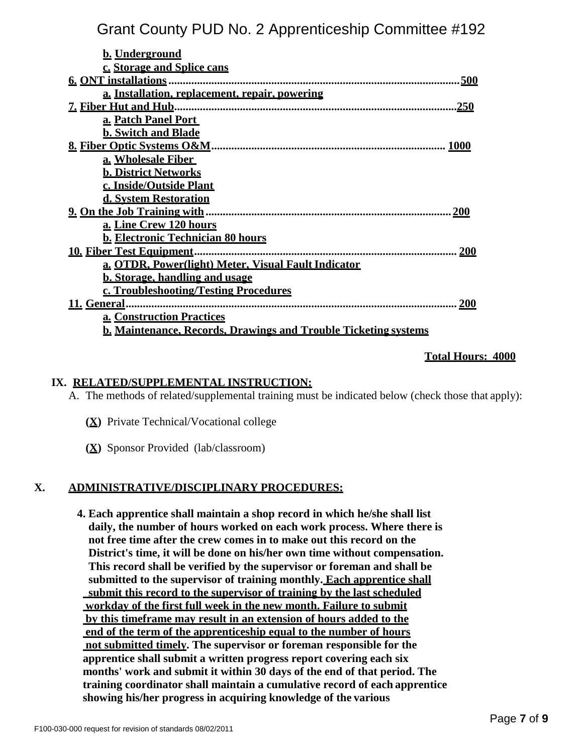**b. Underground**
**c. Storage and Splice cans**

**6. ONT installations........................................................................................................500**
**a. Installation, replacement, repair, powering**

**7. Fiber Hut and Hub.......................................................................................................250**
**a. Patch Panel Port**
**b. Switch and Blade**

**8. Fiber Optic Systems O&M................................................................................. 1000**
**a. Wholesale Fiber**
**b. District Networks**
**c. Inside/Outside Plant**
**d. System Restoration**

**9. On the Job Training with....................................................................................... 200**
**a. Line Crew 120 hours**
**b. Electronic Technician 80 hours**

**10. Fiber Test Equipment.......................................................................................... 200**
**a. OTDR, Power(light) Meter, Visual Fault Indicator**
**b. Storage, handling and usage**
**c. Troubleshooting/Testing Procedures**

**11. General.................................................................................................................. 200**
**a. Construction Practices**
**b. Maintenance, Records, Drawings and Trouble Ticketing systems**

**Total Hours: 4000**

## IX. RELATED/SUPPLEMENTAL INSTRUCTION:

A. The methods of related/supplemental training must be indicated below (check those that apply):

**(X)** Private Technical/Vocational college

**(X)** Sponsor Provided (lab/classroom)

## X. ADMINISTRATIVE/DISCIPLINARY PROCEDURES:

**4. Each apprentice shall maintain a shop record in which he/she shall list daily, the number of hours worked on each work process. Where there is not free time after the crew comes in to make out this record on the District's time, it will be done on his/her own time without compensation. This record shall be verified by the supervisor or foreman and shall be submitted to the supervisor of training monthly. Each apprentice shall submit this record to the supervisor of training by the last scheduled workday of the first full week in the new month. Failure to submit by this timeframe may result in an extension of hours added to the end of the term of the apprenticeship equal to the number of hours not submitted timely. The supervisor or foreman responsible for the apprentice shall submit a written progress report covering each six months' work and submit it within 30 days of the end of that period. The training coordinator shall maintain a cumulative record of each apprentice showing his/her progress in acquiring knowledge of the various**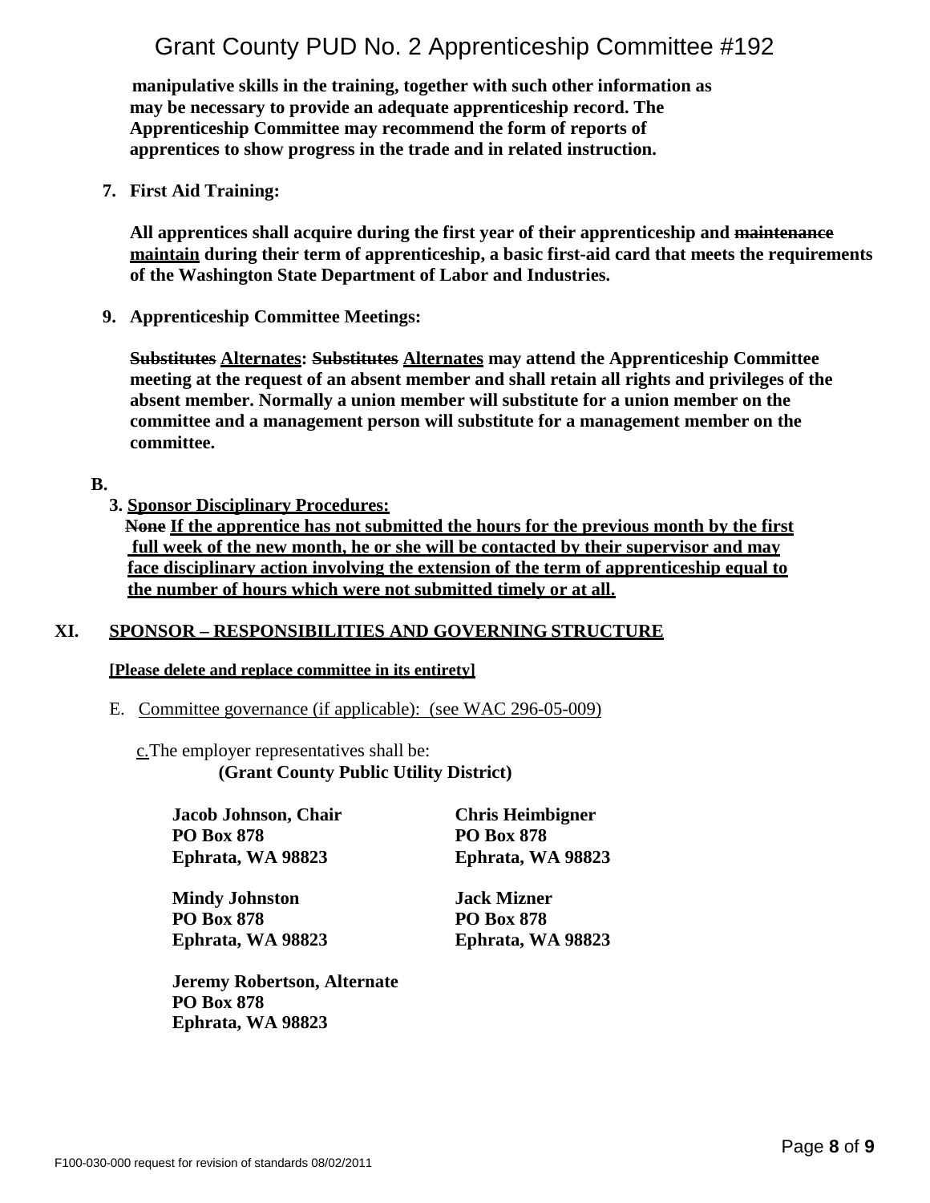**manipulative skills in the training, together with such other information as may be necessary to provide an adequate apprenticeship record. The Apprenticeship Committee may recommend the form of reports of apprentices to show progress in the trade and in related instruction.**

7. **First Aid Training:**

   **All apprentices shall acquire during the first year of their apprenticeship and ~~maintenance~~ <u>maintain</u> during their term of apprenticeship, a basic first-aid card that meets the requirements of the Washington State Department of Labor and Industries.**

9. **Apprenticeship Committee Meetings:**

   **~~Substitutes~~ <u>Alternates</u>: ~~Substitutes~~ <u>Alternates</u> may attend the Apprenticeship Committee meeting at the request of an absent member and shall retain all rights and privileges of the absent member. Normally a union member will substitute for a union member on the committee and a management person will substitute for a management member on the committee.**

**B.**

3. **<u>Sponsor Disciplinary Procedures:</u>**

   **~~None~~ <u>If the apprentice has not submitted the hours for the previous month by the first full week of the new month, he or she will be contacted by their supervisor and may face disciplinary action involving the extension of the term of apprenticeship equal to the number of hours which were not submitted timely or at all.</u>**

## XI. <u>SPONSOR – RESPONSIBILITIES AND GOVERNING STRUCTURE</u>

**<u>[Please delete and replace committee in its entirety]</u>**

E. <u>Committee governance (if applicable): (see WAC 296-05-009)</u>

<u>c.</u>The employer representatives shall be:
**(Grant County Public Utility District)**

**Jacob Johnson, Chair**
**PO Box 878**
**Ephrata, WA 98823**

**Chris Heimbigner**
**PO Box 878**
**Ephrata, WA 98823**

**Mindy Johnston**
**PO Box 878**
**Ephrata, WA 98823**

**Jack Mizner**
**PO Box 878**
**Ephrata, WA 98823**

**Jeremy Robertson, Alternate**
**PO Box 878**
**Ephrata, WA 98823**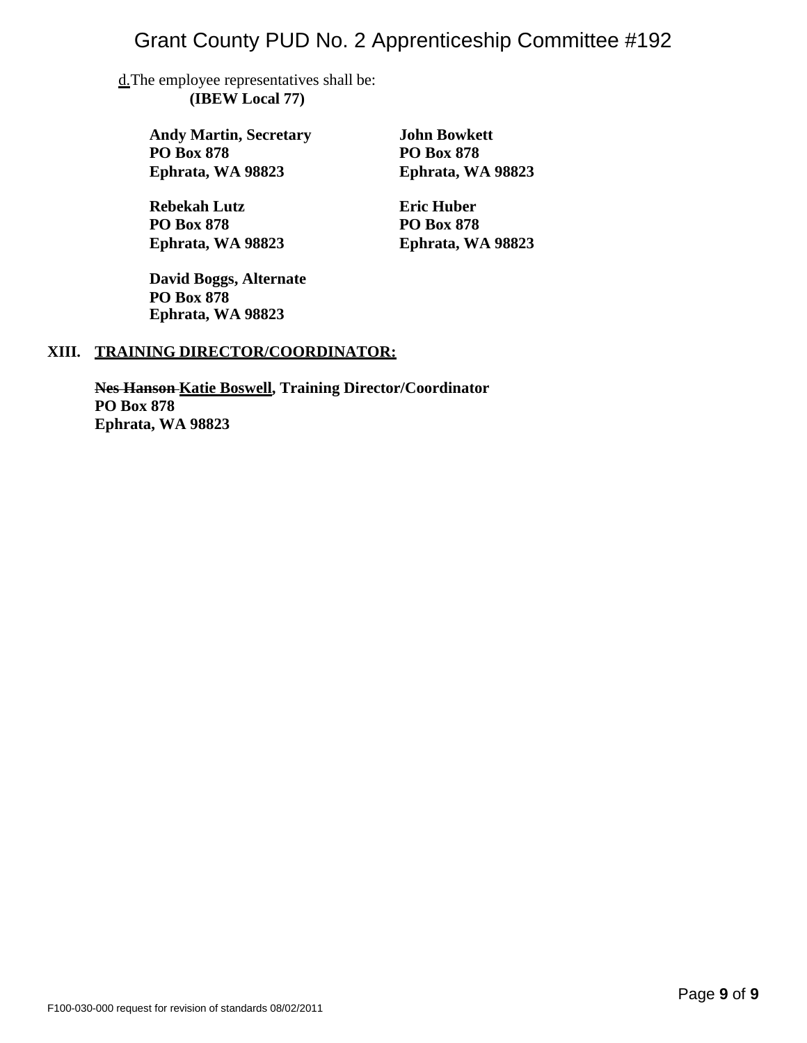d. The employee representatives shall be:

**(IBEW Local 77)**

**Andy Martin, Secretary**
**PO Box 878**
**Ephrata, WA 98823**

**John Bowkett**
**PO Box 878**
**Ephrata, WA 98823**

**Rebekah Lutz**
**PO Box 878**
**Ephrata, WA 98823**

**Eric Huber**
**PO Box 878**
**Ephrata, WA 98823**

**David Boggs, Alternate**
**PO Box 878**
**Ephrata, WA 98823**

## XIII. TRAINING DIRECTOR/COORDINATOR:

**~~Nes Hanson~~ Katie Boswell, Training Director/Coordinator**
**PO Box 878**
**Ephrata, WA 98823**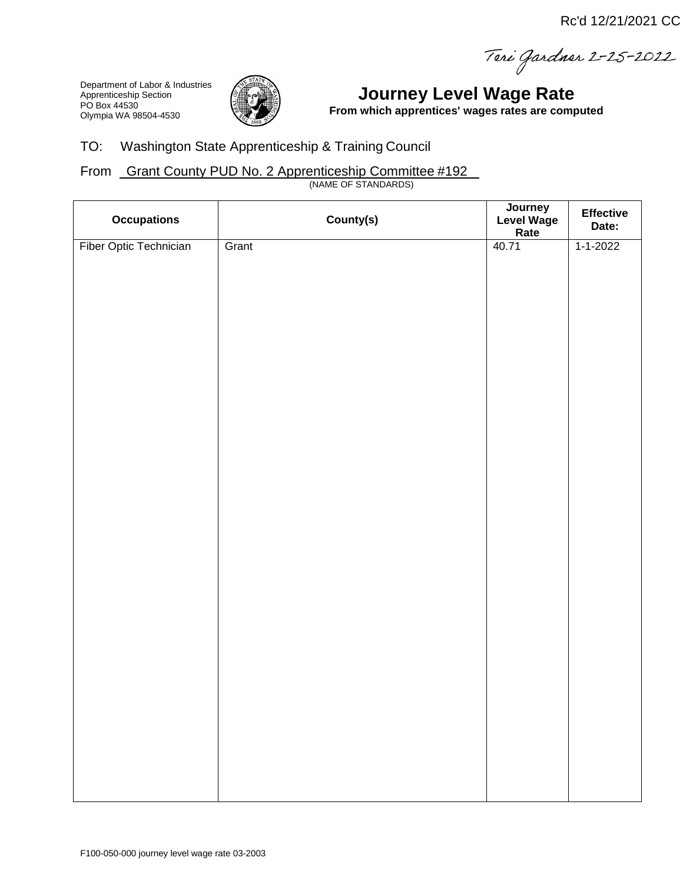Rc'd 12/21/2021 CC

Teri Gardner 2-25-2022

Department of Labor & Industries
Apprenticeship Section
PO Box 44530
Olympia WA 98504-4530

# Journey Level Wage Rate

**From which apprentices' wages rates are computed**

TO: Washington State Apprenticeship & Training Council

From Grant County PUD No. 2 Apprenticeship Committee #192
(NAME OF STANDARDS)

| Occupations | County(s) | Journey Level Wage Rate | Effective Date: |
|---|---|---|---|
| Fiber Optic Technician | Grant | 40.71 | 1-1-2022 |

F100-050-000 journey level wage rate 03-2003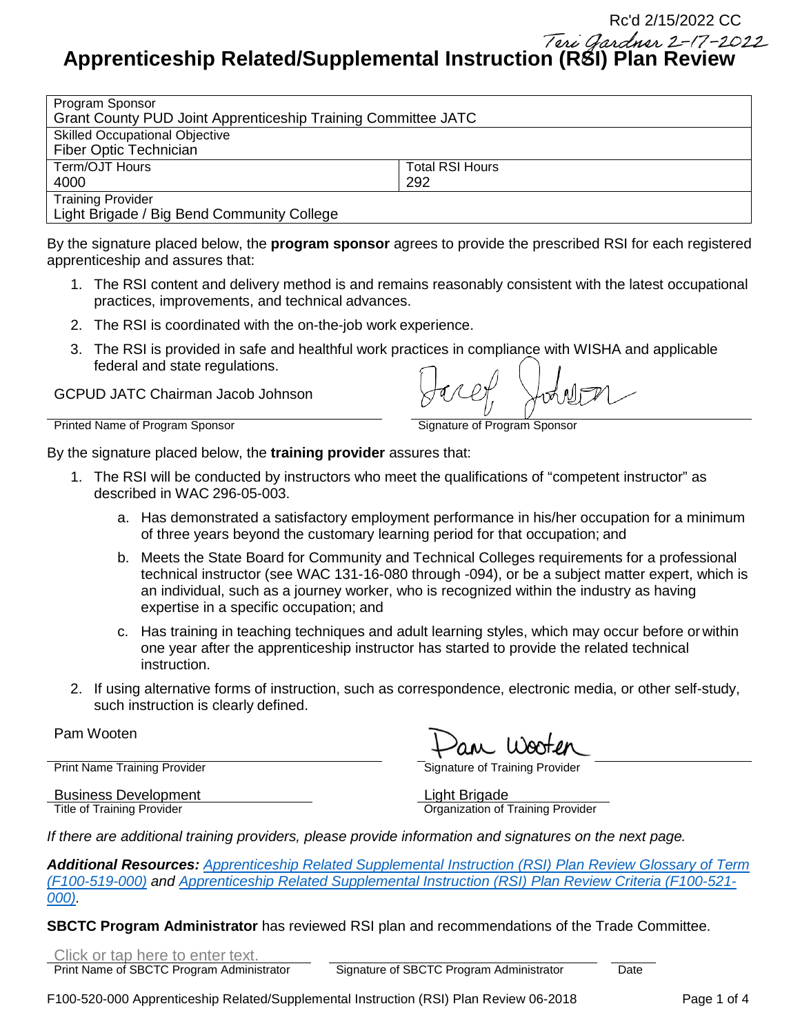Rc'd 2/15/2022 CC

*Teri Gardner 2-17-2022*

# Apprenticeship Related/Supplemental Instruction (RSI) Plan Review

| Program Sponsor<br>Grant County PUD Joint Apprenticeship Training Committee JATC | |
|---|---|
| Skilled Occupational Objective<br>Fiber Optic Technician | |
| Term/OJT Hours<br>4000 | Total RSI Hours<br>292 |
| Training Provider<br>Light Brigade / Big Bend Community College | |

By the signature placed below, the **program sponsor** agrees to provide the prescribed RSI for each registered apprenticeship and assures that:

1. The RSI content and delivery method is and remains reasonably consistent with the latest occupational practices, improvements, and technical advances.
2. The RSI is coordinated with the on-the-job work experience.
3. The RSI is provided in safe and healthful work practices in compliance with WISHA and applicable federal and state regulations.

GCPUD JATC Chairman Jacob Johnson — *Jacob Johnson*

Printed Name of Program Sponsor — Signature of Program Sponsor

By the signature placed below, the **training provider** assures that:

1. The RSI will be conducted by instructors who meet the qualifications of "competent instructor" as described in WAC 296-05-003.
   a. Has demonstrated a satisfactory employment performance in his/her occupation for a minimum of three years beyond the customary learning period for that occupation; and
   b. Meets the State Board for Community and Technical Colleges requirements for a professional technical instructor (see WAC 131-16-080 through -094), or be a subject matter expert, which is an individual, such as a journey worker, who is recognized within the industry as having expertise in a specific occupation; and
   c. Has training in teaching techniques and adult learning styles, which may occur before or within one year after the apprenticeship instructor has started to provide the related technical instruction.
2. If using alternative forms of instruction, such as correspondence, electronic media, or other self-study, such instruction is clearly defined.

Pam Wooten — *Pam Wooten*

Print Name Training Provider — Signature of Training Provider

Business Development — Light Brigade

Title of Training Provider — Organization of Training Provider

*If there are additional training providers, please provide information and signatures on the next page.*

***Additional Resources:*** *Apprenticeship Related Supplemental Instruction (RSI) Plan Review Glossary of Term (F100-519-000)* ***and*** *Apprenticeship Related Supplemental Instruction (RSI) Plan Review Criteria (F100-521-000).*

**SBCTC Program Administrator** has reviewed RSI plan and recommendations of the Trade Committee.

Click or tap here to enter text.

Print Name of SBCTC Program Administrator — Signature of SBCTC Program Administrator — Date

F100-520-000 Apprenticeship Related/Supplemental Instruction (RSI) Plan Review 06-2018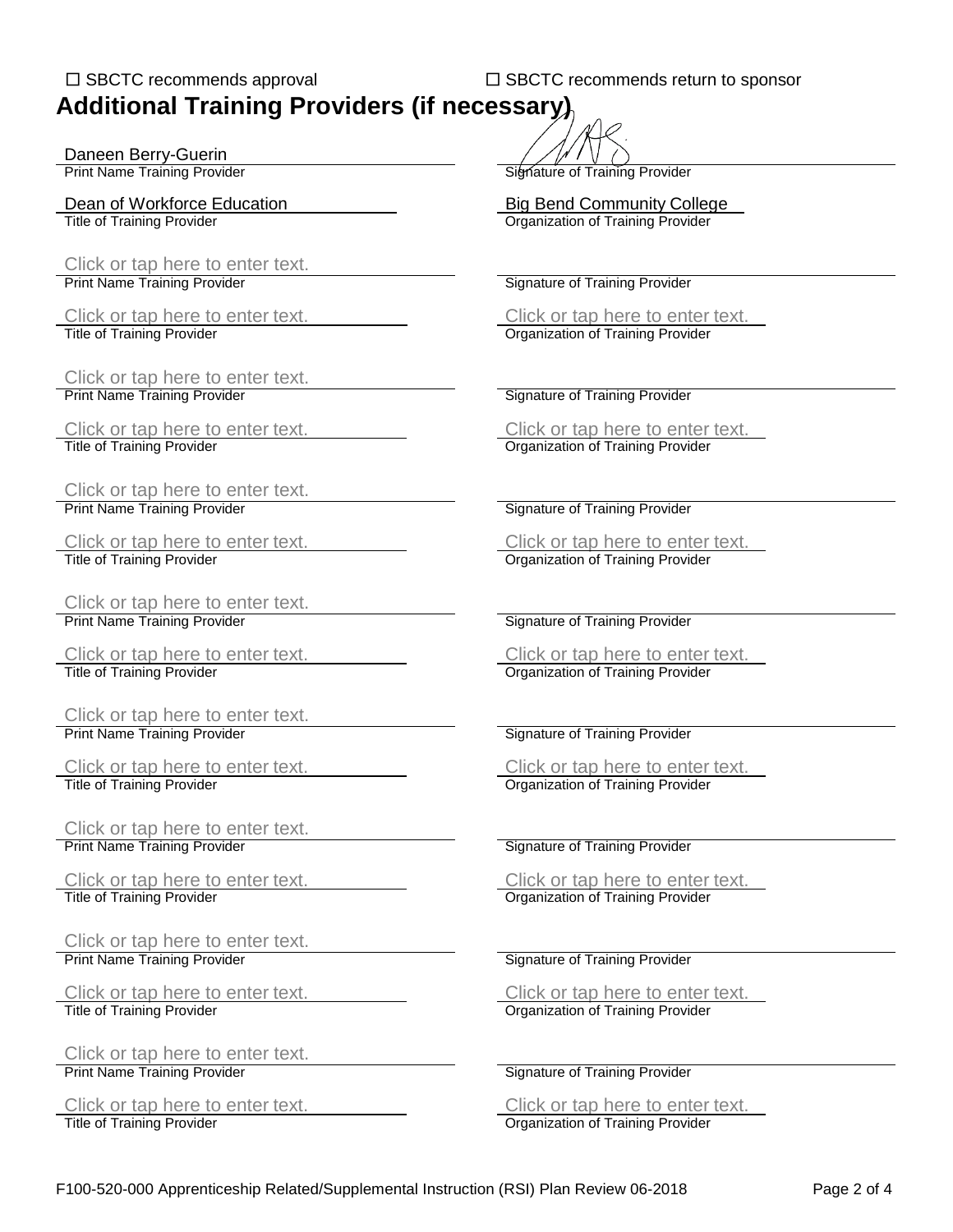☐ SBCTC recommends approval ☐ SBCTC recommends return to sponsor

# Additional Training Providers (if necessary)

| Print Name Training Provider | Signature of Training Provider |
|---|---|
| Daneen Berry-Guerin | [signature] |

| Title of Training Provider | Organization of Training Provider |
|---|---|
| Dean of Workforce Education | Big Bend Community College |

| Print Name Training Provider | Signature of Training Provider |
|---|---|
| Click or tap here to enter text. | |

| Title of Training Provider | Organization of Training Provider |
|---|---|
| Click or tap here to enter text. | Click or tap here to enter text. |

| Print Name Training Provider | Signature of Training Provider |
|---|---|
| Click or tap here to enter text. | |

| Title of Training Provider | Organization of Training Provider |
|---|---|
| Click or tap here to enter text. | Click or tap here to enter text. |

| Print Name Training Provider | Signature of Training Provider |
|---|---|
| Click or tap here to enter text. | |

| Title of Training Provider | Organization of Training Provider |
|---|---|
| Click or tap here to enter text. | Click or tap here to enter text. |

| Print Name Training Provider | Signature of Training Provider |
|---|---|
| Click or tap here to enter text. | |

| Title of Training Provider | Organization of Training Provider |
|---|---|
| Click or tap here to enter text. | Click or tap here to enter text. |

| Print Name Training Provider | Signature of Training Provider |
|---|---|
| Click or tap here to enter text. | |

| Title of Training Provider | Organization of Training Provider |
|---|---|
| Click or tap here to enter text. | Click or tap here to enter text. |

| Print Name Training Provider | Signature of Training Provider |
|---|---|
| Click or tap here to enter text. | |

| Title of Training Provider | Organization of Training Provider |
|---|---|
| Click or tap here to enter text. | Click or tap here to enter text. |

| Print Name Training Provider | Signature of Training Provider |
|---|---|
| Click or tap here to enter text. | |

| Title of Training Provider | Organization of Training Provider |
|---|---|
| Click or tap here to enter text. | Click or tap here to enter text. |

| Print Name Training Provider | Signature of Training Provider |
|---|---|
| Click or tap here to enter text. | |

| Title of Training Provider | Organization of Training Provider |
|---|---|
| Click or tap here to enter text. | Click or tap here to enter text. |

F100-520-000 Apprenticeship Related/Supplemental Instruction (RSI) Plan Review 06-2018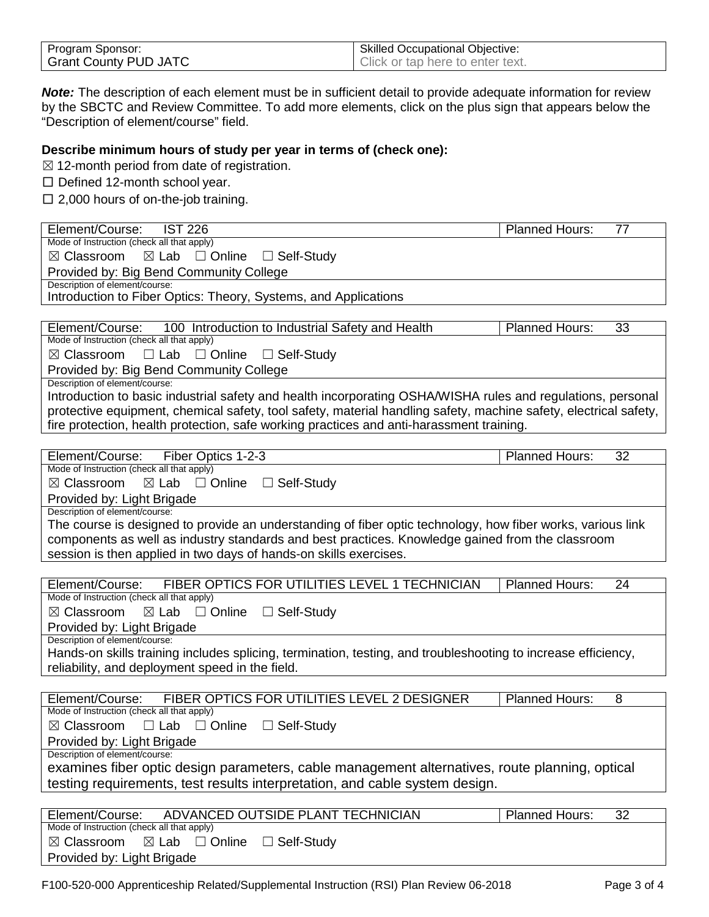| Program Sponsor: | Skilled Occupational Objective: |
|---|---|
| Grant County PUD JATC | Click or tap here to enter text. |

***Note:*** The description of each element must be in sufficient detail to provide adequate information for review by the SBCTC and Review Committee. To add more elements, click on the plus sign that appears below the "Description of element/course" field.

**Describe minimum hours of study per year in terms of (check one):**

☒ 12-month period from date of registration.

☐ Defined 12-month school year.

☐ 2,000 hours of on-the-job training.

| Element/Course: IST 226 | Planned Hours: 77 |
|---|---|
| Mode of Instruction (check all that apply) | |
| ☒ Classroom ☒ Lab ☐ Online ☐ Self-Study | |
| Provided by: Big Bend Community College | |
| Description of element/course: | |
| Introduction to Fiber Optics: Theory, Systems, and Applications | |

| Element/Course: 100 Introduction to Industrial Safety and Health | Planned Hours: 33 |
|---|---|
| Mode of Instruction (check all that apply) | |
| ☒ Classroom ☐ Lab ☐ Online ☐ Self-Study | |
| Provided by: Big Bend Community College | |
| Description of element/course: | |
| Introduction to basic industrial safety and health incorporating OSHA/WISHA rules and regulations, personal protective equipment, chemical safety, tool safety, material handling safety, machine safety, electrical safety, fire protection, health protection, safe working practices and anti-harassment training. | |

| Element/Course: Fiber Optics 1-2-3 | Planned Hours: 32 |
|---|---|
| Mode of Instruction (check all that apply) | |
| ☒ Classroom ☒ Lab ☐ Online ☐ Self-Study | |
| Provided by: Light Brigade | |
| Description of element/course: | |
| The course is designed to provide an understanding of fiber optic technology, how fiber works, various link components as well as industry standards and best practices. Knowledge gained from the classroom session is then applied in two days of hands-on skills exercises. | |

| Element/Course: FIBER OPTICS FOR UTILITIES LEVEL 1 TECHNICIAN | Planned Hours: 24 |
|---|---|
| Mode of Instruction (check all that apply) | |
| ☒ Classroom ☒ Lab ☐ Online ☐ Self-Study | |
| Provided by: Light Brigade | |
| Description of element/course: | |
| Hands-on skills training includes splicing, termination, testing, and troubleshooting to increase efficiency, reliability, and deployment speed in the field. | |

| Element/Course: FIBER OPTICS FOR UTILITIES LEVEL 2 DESIGNER | Planned Hours: 8 |
|---|---|
| Mode of Instruction (check all that apply) | |
| ☒ Classroom ☐ Lab ☐ Online ☐ Self-Study | |
| Provided by: Light Brigade | |
| Description of element/course: | |
| examines fiber optic design parameters, cable management alternatives, route planning, optical testing requirements, test results interpretation, and cable system design. | |

| Element/Course: ADVANCED OUTSIDE PLANT TECHNICIAN | Planned Hours: 32 |
|---|---|
| Mode of Instruction (check all that apply) | |
| ☒ Classroom ☒ Lab ☐ Online ☐ Self-Study | |
| Provided by: Light Brigade | |

F100-520-000 Apprenticeship Related/Supplemental Instruction (RSI) Plan Review 06-2018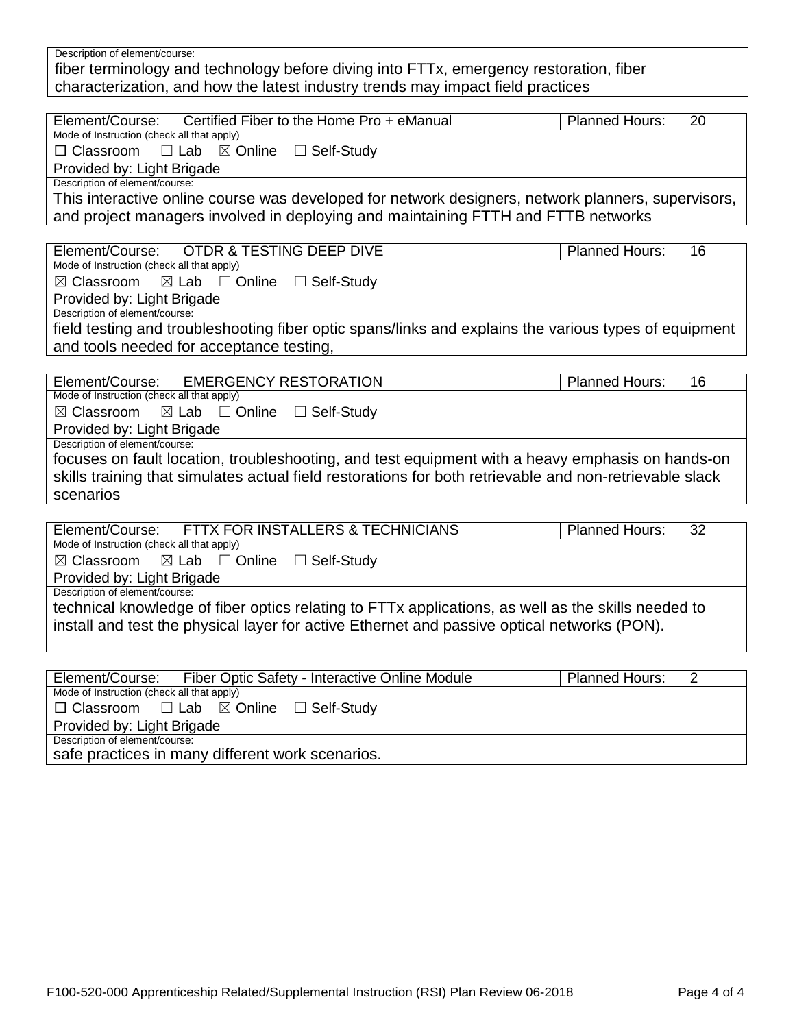Description of element/course:

fiber terminology and technology before diving into FTTx, emergency restoration, fiber characterization, and how the latest industry trends may impact field practices

| Element/Course: Certified Fiber to the Home Pro + eManual | Planned Hours: 20 |
|---|---|
| Mode of Instruction (check all that apply)<br>☐ Classroom ☐ Lab ☒ Online ☐ Self-Study | |
| Provided by: Light Brigade | |
| Description of element/course:<br>This interactive online course was developed for network designers, network planners, supervisors, and project managers involved in deploying and maintaining FTTH and FTTB networks | |

| Element/Course: OTDR & TESTING DEEP DIVE | Planned Hours: 16 |
|---|---|
| Mode of Instruction (check all that apply)<br>☒ Classroom ☒ Lab ☐ Online ☐ Self-Study | |
| Provided by: Light Brigade | |
| Description of element/course:<br>field testing and troubleshooting fiber optic spans/links and explains the various types of equipment and tools needed for acceptance testing, | |

| Element/Course: EMERGENCY RESTORATION | Planned Hours: 16 |
|---|---|
| Mode of Instruction (check all that apply)<br>☒ Classroom ☒ Lab ☐ Online ☐ Self-Study | |
| Provided by: Light Brigade | |
| Description of element/course:<br>focuses on fault location, troubleshooting, and test equipment with a heavy emphasis on hands-on skills training that simulates actual field restorations for both retrievable and non-retrievable slack scenarios | |

| Element/Course: FTTX FOR INSTALLERS & TECHNICIANS | Planned Hours: 32 |
|---|---|
| Mode of Instruction (check all that apply)<br>☒ Classroom ☒ Lab ☐ Online ☐ Self-Study | |
| Provided by: Light Brigade | |
| Description of element/course:<br>technical knowledge of fiber optics relating to FTTx applications, as well as the skills needed to install and test the physical layer for active Ethernet and passive optical networks (PON). | |

| Element/Course: Fiber Optic Safety - Interactive Online Module | Planned Hours: 2 |
|---|---|
| Mode of Instruction (check all that apply)<br>☐ Classroom ☐ Lab ☒ Online ☐ Self-Study | |
| Provided by: Light Brigade | |
| Description of element/course:<br>safe practices in many different work scenarios. | |